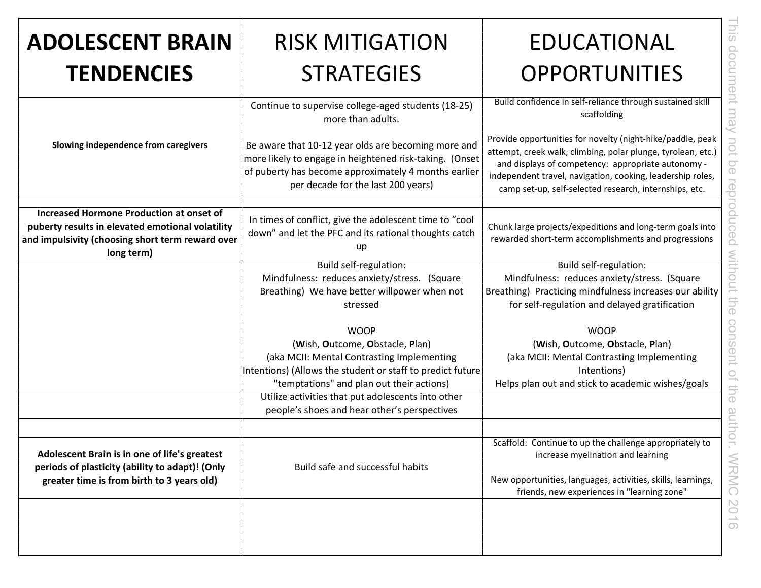| **ADOLESCENT BRAIN TENDENCIES** | RISK MITIGATION STRATEGIES | EDUCATIONAL OPPORTUNITIES |
| --- | --- | --- |
| **Slowing independence from caregivers** | Continue to supervise college-aged students (18-25) more than adults.<br><br>Be aware that 10-12 year olds are becoming more and more likely to engage in heightened risk-taking. (Onset of puberty has become approximately 4 months earlier per decade for the last 200 years) | Build confidence in self-reliance through sustained skill scaffolding<br><br>Provide opportunities for novelty (night-hike/paddle, peak attempt, creek walk, climbing, polar plunge, tyrolean, etc.) and displays of competency: appropriate autonomy - independent travel, navigation, cooking, leadership roles, camp set-up, self-selected research, internships, etc. |
| | | |
| **Increased Hormone Production at onset of puberty results in elevated emotional volatility and impulsivity (choosing short term reward over long term)** | In times of conflict, give the adolescent time to "cool down" and let the PFC and its rational thoughts catch up | Chunk large projects/expeditions and long-term goals into rewarded short-term accomplishments and progressions |
| | Build self-regulation:<br>Mindfulness: reduces anxiety/stress. (Square Breathing) We have better willpower when not stressed<br><br>WOOP<br>(**W**ish, **O**utcome, **O**bstacle, **P**lan)<br>(aka MCII: Mental Contrasting Implementing Intentions) (Allows the student or staff to predict future "temptations" and plan out their actions) | Build self-regulation:<br>Mindfulness: reduces anxiety/stress. (Square Breathing) Practicing mindfulness increases our ability for self-regulation and delayed gratification<br><br>WOOP<br>(**W**ish, **O**utcome, **O**bstacle, **P**lan)<br>(aka MCII: Mental Contrasting Implementing Intentions)<br>Helps plan out and stick to academic wishes/goals |
| | Utilize activities that put adolescents into other people's shoes and hear other's perspectives | |
| | | |
| **Adolescent Brain is in one of life's greatest periods of plasticity (ability to adapt)! (Only greater time is from birth to 3 years old)** | Build safe and successful habits | Scaffold: Continue to up the challenge appropriately to increase myelination and learning<br><br>New opportunities, languages, activities, skills, learnings, friends, new experiences in "learning zone" |
| | | |

This document may not be reproduced without the consent of the author. WRMC 2016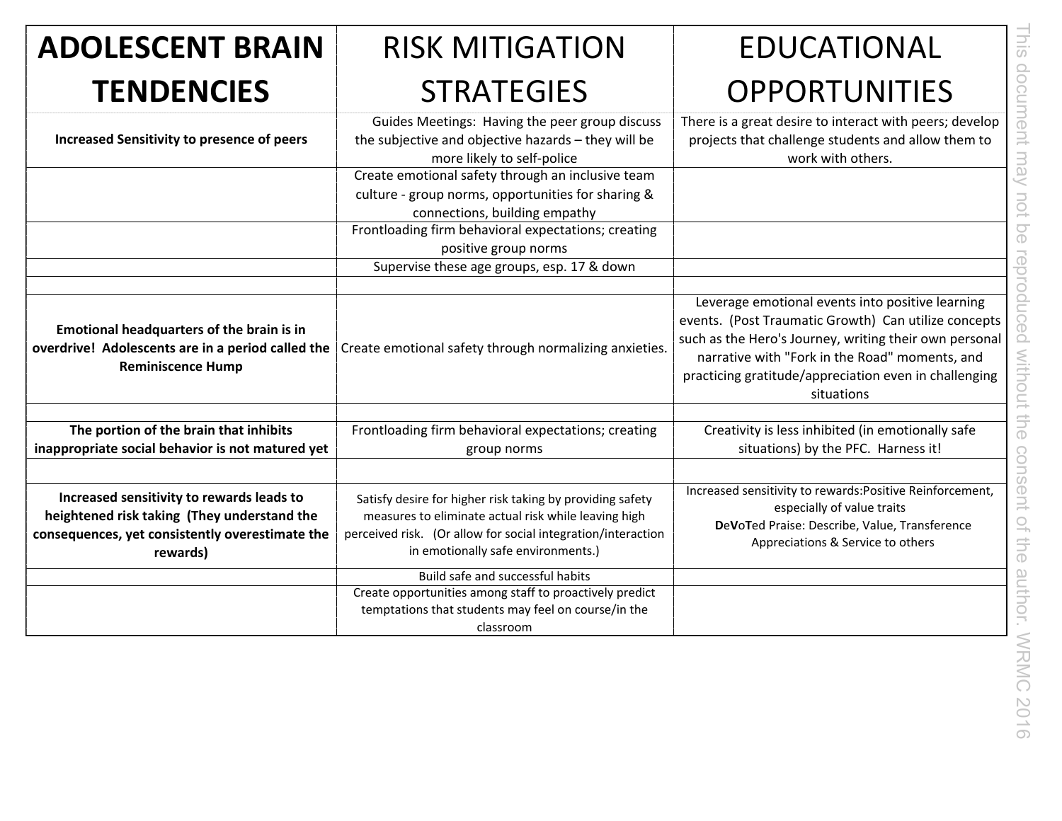| **ADOLESCENT BRAIN TENDENCIES** | RISK MITIGATION STRATEGIES | EDUCATIONAL OPPORTUNITIES |
|---|---|---|
| **Increased Sensitivity to presence of peers** | Guides Meetings: Having the peer group discuss the subjective and objective hazards – they will be more likely to self-police | There is a great desire to interact with peers; develop projects that challenge students and allow them to work with others. |
| | Create emotional safety through an inclusive team culture - group norms, opportunities for sharing & connections, building empathy | |
| | Frontloading firm behavioral expectations; creating positive group norms | |
| | Supervise these age groups, esp. 17 & down | |
| | | |
| **Emotional headquarters of the brain is in overdrive! Adolescents are in a period called the Reminiscence Hump** | Create emotional safety through normalizing anxieties. | Leverage emotional events into positive learning events. (Post Traumatic Growth) Can utilize concepts such as the Hero's Journey, writing their own personal narrative with "Fork in the Road" moments, and practicing gratitude/appreciation even in challenging situations |
| | | |
| **The portion of the brain that inhibits inappropriate social behavior is not matured yet** | Frontloading firm behavioral expectations; creating group norms | Creativity is less inhibited (in emotionally safe situations) by the PFC. Harness it! |
| | | |
| **Increased sensitivity to rewards leads to heightened risk taking (They understand the consequences, yet consistently overestimate the rewards)** | Satisfy desire for higher risk taking by providing safety measures to eliminate actual risk while leaving high perceived risk. (Or allow for social integration/interaction in emotionally safe environments.) | Increased sensitivity to rewards:Positive Reinforcement, especially of value traits<br>**D**e**V**o**T**ed Praise: Describe, Value, Transference<br>Appreciations & Service to others |
| | Build safe and successful habits | |
| | Create opportunities among staff to proactively predict temptations that students may feel on course/in the classroom | |

This document may not be reproduced without the consent of the author. WRMC 2016